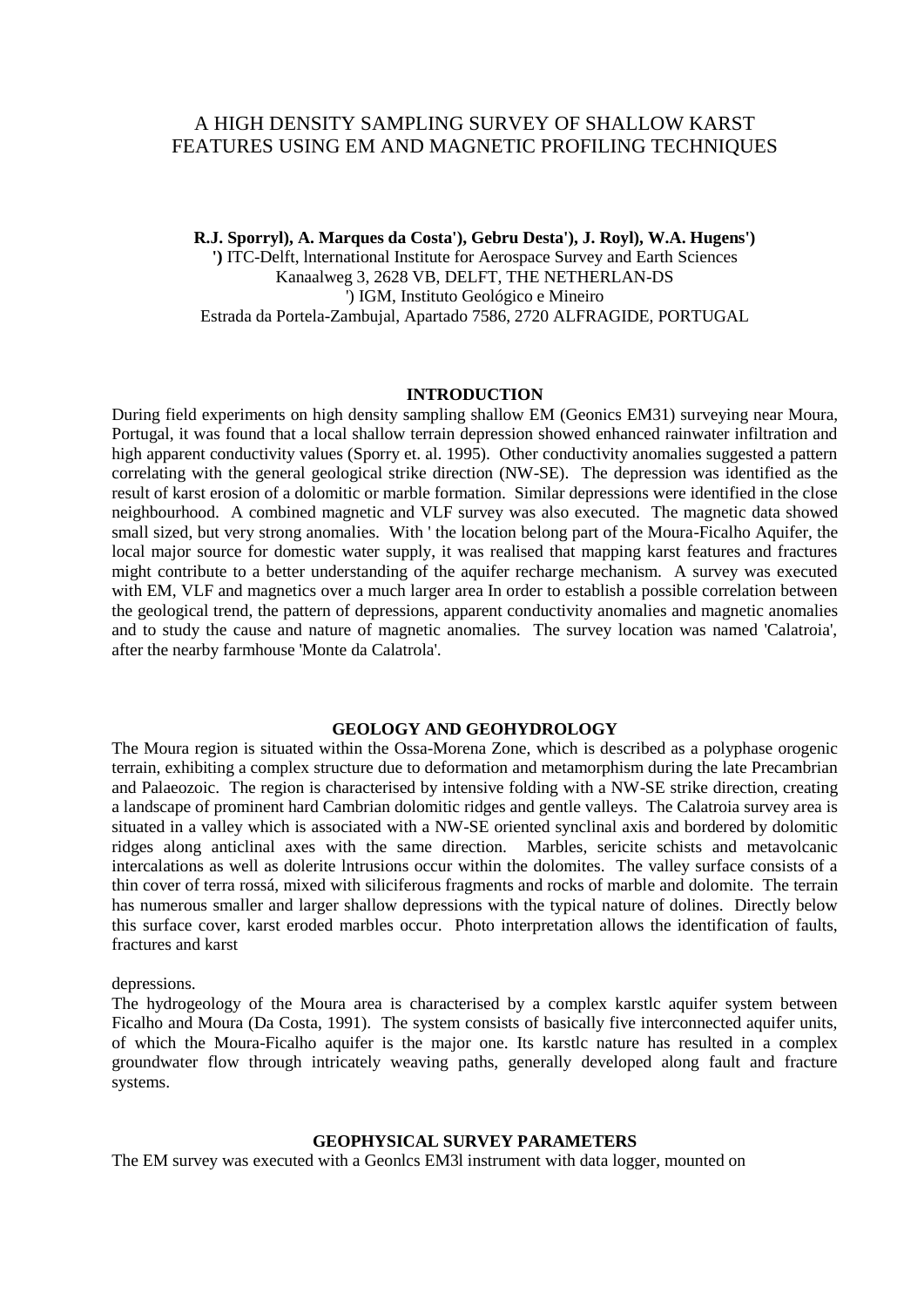# A HIGH DENSITY SAMPLING SURVEY OF SHALLOW KARST FEATURES USING EM AND MAGNETIC PROFILING TECHNIQUES

**R.J. Sporryl), A. Marques da Costa'), Gebru Desta'), J. Royl), W.A. Hugens')**
**')** ITC-Delft, lnternational Institute for Aerospace Survey and Earth Sciences
Kanaalweg 3, 2628 VB, DELFT, THE NETHERLAN-DS
') IGM, Instituto Geológico e Mineiro
Estrada da Portela-Zambujal, Apartado 7586, 2720 ALFRAGIDE, PORTUGAL

## INTRODUCTION

During field experiments on high density sampling shallow EM (Geonics EM31) surveying near Moura, Portugal, it was found that a local shallow terrain depression showed enhanced rainwater infiltration and high apparent conductivity values (Sporry et. al. 1995). Other conductivity anomalies suggested a pattern correlating with the general geological strike direction (NW-SE). The depression was identified as the result of karst erosion of a dolomitic or marble formation. Similar depressions were identified in the close neighbourhood. A combined magnetic and VLF survey was also executed. The magnetic data showed small sized, but very strong anomalies. With ' the location belong part of the Moura-Ficalho Aquifer, the local major source for domestic water supply, it was realised that mapping karst features and fractures might contribute to a better understanding of the aquifer recharge mechanism. A survey was executed with EM, VLF and magnetics over a much larger area In order to establish a possible correlation between the geological trend, the pattern of depressions, apparent conductivity anomalies and magnetic anomalies and to study the cause and nature of magnetic anomalies. The survey location was named 'Calatroia', after the nearby farmhouse 'Monte da Calatrola'.

## GEOLOGY AND GEOHYDROLOGY

The Moura region is situated within the Ossa-Morena Zone, which is described as a polyphase orogenic terrain, exhibiting a complex structure due to deformation and metamorphism during the late Precambrian and Palaeozoic. The region is characterised by intensive folding with a NW-SE strike direction, creating a landscape of prominent hard Cambrian dolomitic ridges and gentle valleys. The Calatroia survey area is situated in a valley which is associated with a NW-SE oriented synclinal axis and bordered by dolomitic ridges along anticlinal axes with the same direction. Marbles, sericite schists and metavolcanic intercalations as well as dolerite lntrusions occur within the dolomites. The valley surface consists of a thin cover of terra rossá, mixed with siliciferous fragments and rocks of marble and dolomite. The terrain has numerous smaller and larger shallow depressions with the typical nature of dolines. Directly below this surface cover, karst eroded marbles occur. Photo interpretation allows the identification of faults, fractures and karst

depressions.

The hydrogeology of the Moura area is characterised by a complex karstlc aquifer system between Ficalho and Moura (Da Costa, 1991). The system consists of basically five interconnected aquifer units, of which the Moura-Ficalho aquifer is the major one. Its karstlc nature has resulted in a complex groundwater flow through intricately weaving paths, generally developed along fault and fracture systems.

## GEOPHYSICAL SURVEY PARAMETERS

The EM survey was executed with a Geonlcs EM3l instrument with data logger, mounted on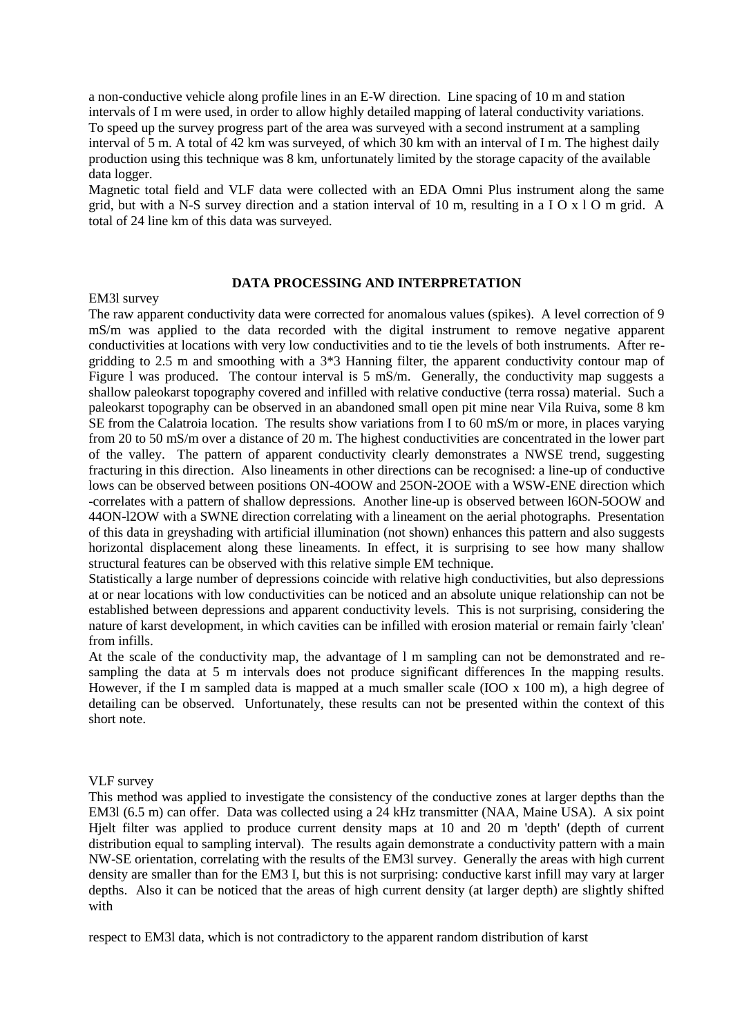a non-conductive vehicle along profile lines in an E-W direction. Line spacing of 10 m and station intervals of I m were used, in order to allow highly detailed mapping of lateral conductivity variations. To speed up the survey progress part of the area was surveyed with a second instrument at a sampling interval of 5 m. A total of 42 km was surveyed, of which 30 km with an interval of I m. The highest daily production using this technique was 8 km, unfortunately limited by the storage capacity of the available data logger.

Magnetic total field and VLF data were collected with an EDA Omni Plus instrument along the same grid, but with a N-S survey direction and a station interval of 10 m, resulting in a I O x l O m grid. A total of 24 line km of this data was surveyed.

## DATA PROCESSING AND INTERPRETATION

EM3l survey

The raw apparent conductivity data were corrected for anomalous values (spikes). A level correction of 9 mS/m was applied to the data recorded with the digital instrument to remove negative apparent conductivities at locations with very low conductivities and to tie the levels of both instruments. After re-gridding to 2.5 m and smoothing with a 3*3 Hanning filter, the apparent conductivity contour map of Figure l was produced. The contour interval is 5 mS/m. Generally, the conductivity map suggests a shallow paleokarst topography covered and infilled with relative conductive (terra rossa) material. Such a paleokarst topography can be observed in an abandoned small open pit mine near Vila Ruiva, some 8 km SE from the Calatroia location. The results show variations from I to 60 mS/m or more, in places varying from 20 to 50 mS/m over a distance of 20 m. The highest conductivities are concentrated in the lower part of the valley. The pattern of apparent conductivity clearly demonstrates a NWSE trend, suggesting fracturing in this direction. Also lineaments in other directions can be recognised: a line-up of conductive lows can be observed between positions ON-4OOW and 25ON-2OOE with a WSW-ENE direction which -correlates with a pattern of shallow depressions. Another line-up is observed between l6ON-5OOW and 44ON-l2OW with a SWNE direction correlating with a lineament on the aerial photographs. Presentation of this data in greyshading with artificial illumination (not shown) enhances this pattern and also suggests horizontal displacement along these lineaments. In effect, it is surprising to see how many shallow structural features can be observed with this relative simple EM technique.

Statistically a large number of depressions coincide with relative high conductivities, but also depressions at or near locations with low conductivities can be noticed and an absolute unique relationship can not be established between depressions and apparent conductivity levels. This is not surprising, considering the nature of karst development, in which cavities can be infilled with erosion material or remain fairly 'clean' from infills.

At the scale of the conductivity map, the advantage of l m sampling can not be demonstrated and re-sampling the data at 5 m intervals does not produce significant differences In the mapping results. However, if the I m sampled data is mapped at a much smaller scale (IOO x 100 m), a high degree of detailing can be observed. Unfortunately, these results can not be presented within the context of this short note.

VLF survey

This method was applied to investigate the consistency of the conductive zones at larger depths than the EM3l (6.5 m) can offer. Data was collected using a 24 kHz transmitter (NAA, Maine USA). A six point Hjelt filter was applied to produce current density maps at 10 and 20 m 'depth' (depth of current distribution equal to sampling interval). The results again demonstrate a conductivity pattern with a main NW-SE orientation, correlating with the results of the EM3l survey. Generally the areas with high current density are smaller than for the EM3 I, but this is not surprising: conductive karst infill may vary at larger depths. Also it can be noticed that the areas of high current density (at larger depth) are slightly shifted with

respect to EM3l data, which is not contradictory to the apparent random distribution of karst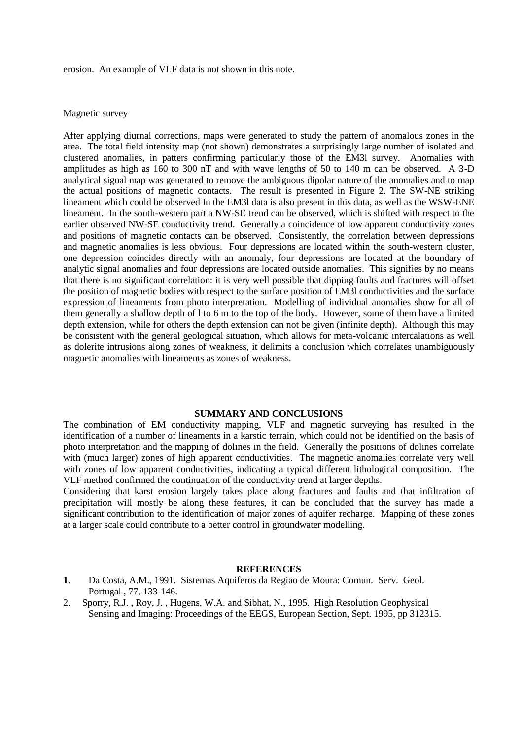erosion. An example of VLF data is not shown in this note.

Magnetic survey

After applying diurnal corrections, maps were generated to study the pattern of anomalous zones in the area. The total field intensity map (not shown) demonstrates a surprisingly large number of isolated and clustered anomalies, in patters confirming particularly those of the EM3l survey. Anomalies with amplitudes as high as 160 to 300 nT and with wave lengths of 50 to 140 m can be observed. A 3-D analytical signal map was generated to remove the ambiguous dipolar nature of the anomalies and to map the actual positions of magnetic contacts. The result is presented in Figure 2. The SW-NE striking lineament which could be observed In the EM3l data is also present in this data, as well as the WSW-ENE lineament. In the south-western part a NW-SE trend can be observed, which is shifted with respect to the earlier observed NW-SE conductivity trend. Generally a coincidence of low apparent conductivity zones and positions of magnetic contacts can be observed. Consistently, the correlation between depressions and magnetic anomalies is less obvious. Four depressions are located within the south-western cluster, one depression coincides directly with an anomaly, four depressions are located at the boundary of analytic signal anomalies and four depressions are located outside anomalies. This signifies by no means that there is no significant correlation: it is very well possible that dipping faults and fractures will offset the position of magnetic bodies with respect to the surface position of EM3l conductivities and the surface expression of lineaments from photo interpretation. Modelling of individual anomalies show for all of them generally a shallow depth of l to 6 m to the top of the body. However, some of them have a limited depth extension, while for others the depth extension can not be given (infinite depth). Although this may be consistent with the general geological situation, which allows for meta-volcanic intercalations as well as dolerite intrusions along zones of weakness, it delimits a conclusion which correlates unambiguously magnetic anomalies with lineaments as zones of weakness.

## SUMMARY AND CONCLUSIONS

The combination of EM conductivity mapping, VLF and magnetic surveying has resulted in the identification of a number of lineaments in a karstic terrain, which could not be identified on the basis of photo interpretation and the mapping of dolines in the field. Generally the positions of dolines correlate with (much larger) zones of high apparent conductivities. The magnetic anomalies correlate very well with zones of low apparent conductivities, indicating a typical different lithological composition. The VLF method confirmed the continuation of the conductivity trend at larger depths.

Considering that karst erosion largely takes place along fractures and faults and that infiltration of precipitation will mostly be along these features, it can be concluded that the survey has made a significant contribution to the identification of major zones of aquifer recharge. Mapping of these zones at a larger scale could contribute to a better control in groundwater modelling.

## REFERENCES

1. Da Costa, A.M., 1991. Sistemas Aquiferos da Regiao de Moura: Comun. Serv. Geol. Portugal , 77, 133-146.
2. Sporry, R.J. , Roy, J. , Hugens, W.A. and Sibhat, N., 1995. High Resolution Geophysical Sensing and Imaging: Proceedings of the EEGS, European Section, Sept. 1995, pp 312315.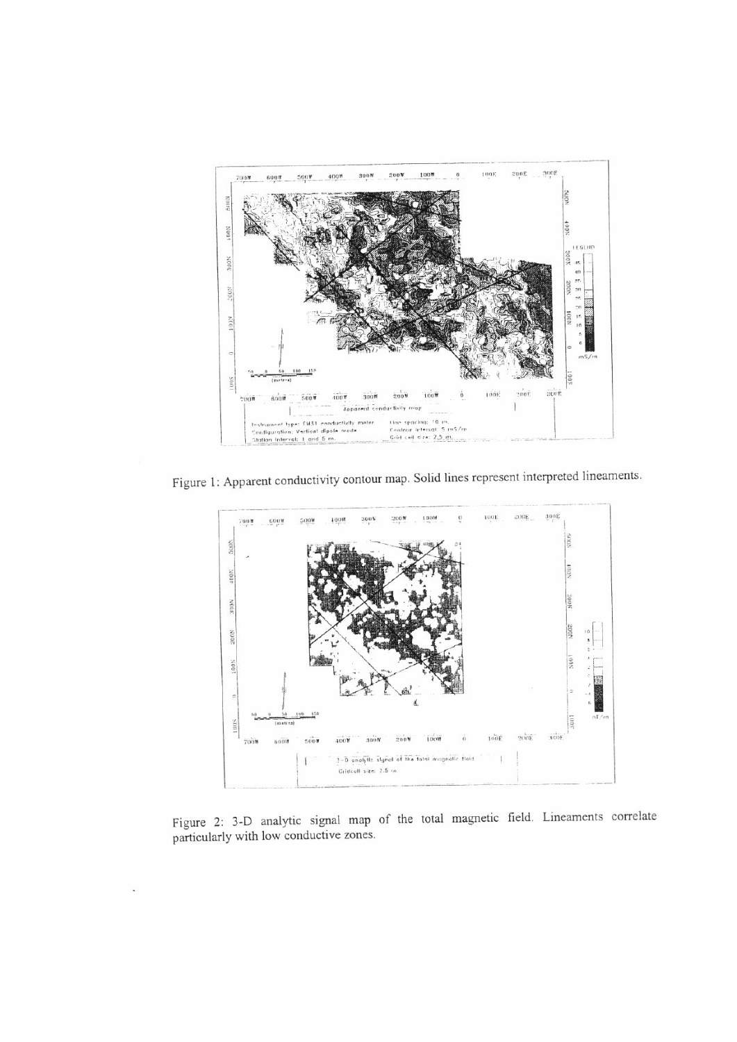Figure 1: Apparent conductivity contour map. Solid lines represent interpreted lineaments.

Figure 2: 3-D analytic signal map of the total magnetic field. Lineaments correlate particularly with low conductive zones.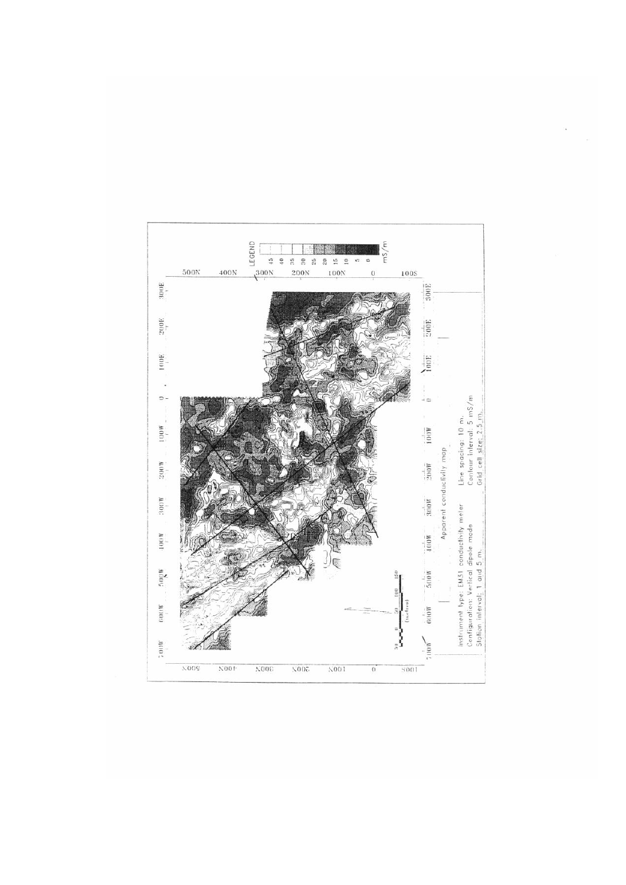Apparent conductivity map

Instrument type: EM31 conductivity meter
Configuration: Vertical dipole mode
Station interval: 1 and 5 m.

Line spacing: 10 m.
Contour interval: 5 mS/m
Grid cell size: 2.5 m.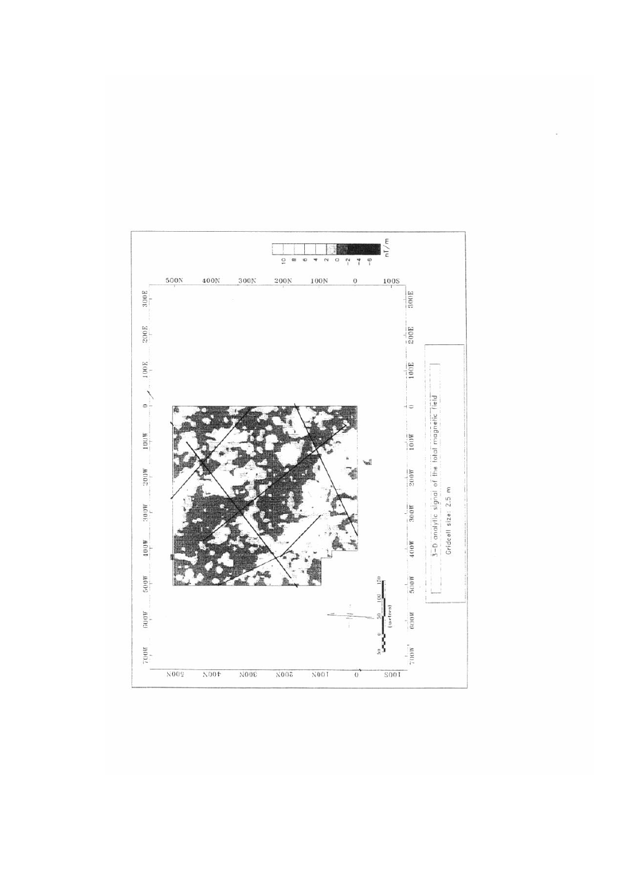3-D analytic signal of the total magnetic field

Gridcell size: 2.5 m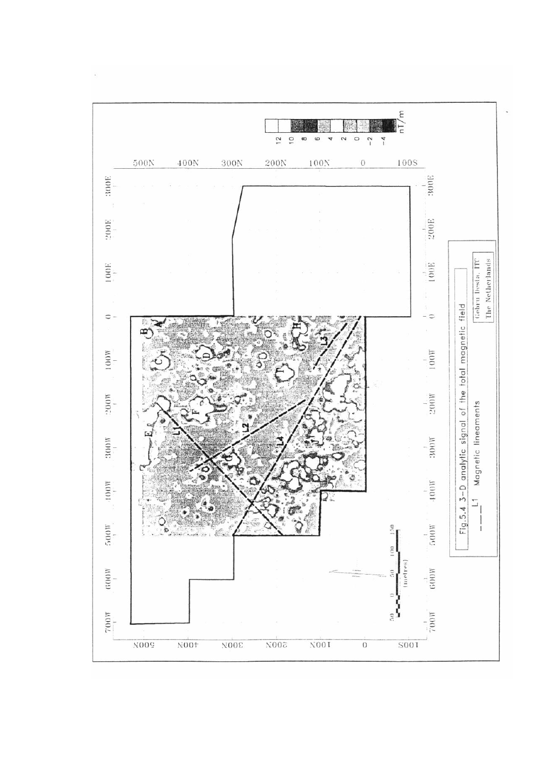Fig.5.4 3-D analytic signal of the total magnetic field

L1 Magnetic lineaments

Gebru Desta, ITC
The Netherlands

nT/m

12
10
8
6
4
2
0
-2
-4

500N
400N
300N
200N
100N
0
100S

300E
200E
100E
0
100W
200W
300W
400W
500W
600W
700W

50 0 50 100 150
(metres)

A
B
C
D
E
F
H
L1
L2
L3
L4